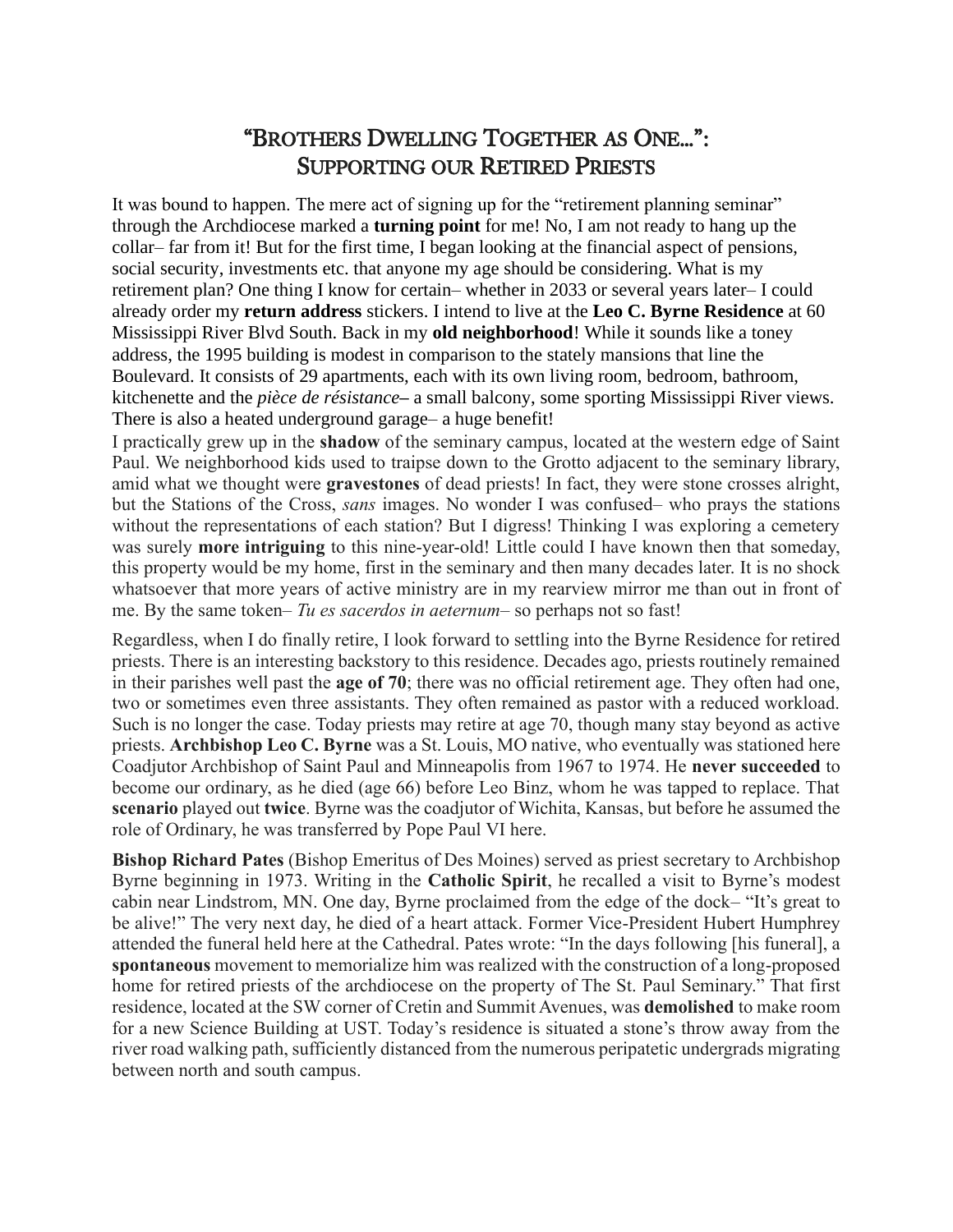# "Brothers Dwelling Together as One…": Supporting our Retired Priests

It was bound to happen. The mere act of signing up for the "retirement planning seminar" through the Archdiocese marked a **turning point** for me! No, I am not ready to hang up the collar– far from it! But for the first time, I began looking at the financial aspect of pensions, social security, investments etc. that anyone my age should be considering. What is my retirement plan? One thing I know for certain– whether in 2033 or several years later– I could already order my **return address** stickers. I intend to live at the **Leo C. Byrne Residence** at 60 Mississippi River Blvd South. Back in my **old neighborhood**! While it sounds like a toney address, the 1995 building is modest in comparison to the stately mansions that line the Boulevard. It consists of 29 apartments, each with its own living room, bedroom, bathroom, kitchenette and the *pièce de résistance*– a small balcony, some sporting Mississippi River views. There is also a heated underground garage– a huge benefit!

I practically grew up in the **shadow** of the seminary campus, located at the western edge of Saint Paul. We neighborhood kids used to traipse down to the Grotto adjacent to the seminary library, amid what we thought were **gravestones** of dead priests! In fact, they were stone crosses alright, but the Stations of the Cross, *sans* images. No wonder I was confused– who prays the stations without the representations of each station? But I digress! Thinking I was exploring a cemetery was surely **more intriguing** to this nine-year-old! Little could I have known then that someday, this property would be my home, first in the seminary and then many decades later. It is no shock whatsoever that more years of active ministry are in my rearview mirror me than out in front of me. By the same token– *Tu es sacerdos in aeternum*– so perhaps not so fast!

Regardless, when I do finally retire, I look forward to settling into the Byrne Residence for retired priests. There is an interesting backstory to this residence. Decades ago, priests routinely remained in their parishes well past the **age of 70**; there was no official retirement age. They often had one, two or sometimes even three assistants. They often remained as pastor with a reduced workload. Such is no longer the case. Today priests may retire at age 70, though many stay beyond as active priests. **Archbishop Leo C. Byrne** was a St. Louis, MO native, who eventually was stationed here Coadjutor Archbishop of Saint Paul and Minneapolis from 1967 to 1974. He **never succeeded** to become our ordinary, as he died (age 66) before Leo Binz, whom he was tapped to replace. That **scenario** played out **twice**. Byrne was the coadjutor of Wichita, Kansas, but before he assumed the role of Ordinary, he was transferred by Pope Paul VI here.

**Bishop Richard Pates** (Bishop Emeritus of Des Moines) served as priest secretary to Archbishop Byrne beginning in 1973. Writing in the **Catholic Spirit**, he recalled a visit to Byrne's modest cabin near Lindstrom, MN. One day, Byrne proclaimed from the edge of the dock– "It's great to be alive!" The very next day, he died of a heart attack. Former Vice-President Hubert Humphrey attended the funeral held here at the Cathedral. Pates wrote: "In the days following [his funeral], a **spontaneous** movement to memorialize him was realized with the construction of a long-proposed home for retired priests of the archdiocese on the property of The St. Paul Seminary." That first residence, located at the SW corner of Cretin and Summit Avenues, was **demolished** to make room for a new Science Building at UST. Today's residence is situated a stone's throw away from the river road walking path, sufficiently distanced from the numerous peripatetic undergrads migrating between north and south campus.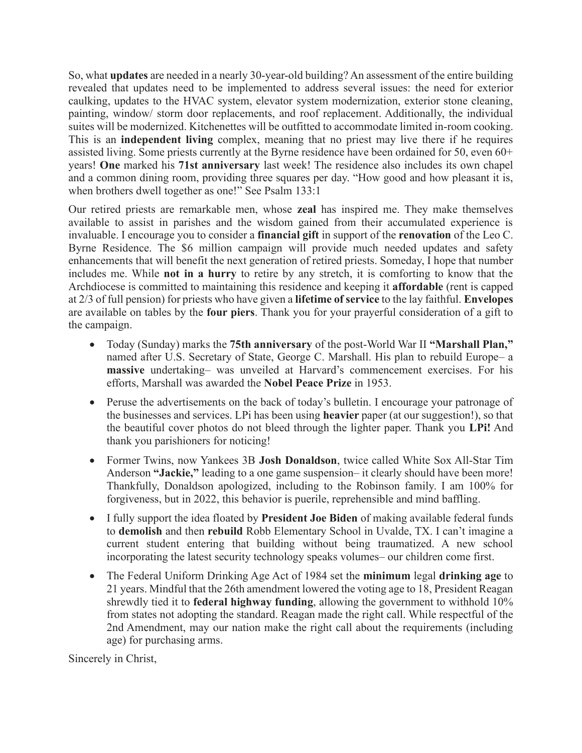So, what **updates** are needed in a nearly 30-year-old building? An assessment of the entire building revealed that updates need to be implemented to address several issues: the need for exterior caulking, updates to the HVAC system, elevator system modernization, exterior stone cleaning, painting, window/ storm door replacements, and roof replacement. Additionally, the individual suites will be modernized. Kitchenettes will be outfitted to accommodate limited in-room cooking. This is an **independent living** complex, meaning that no priest may live there if he requires assisted living. Some priests currently at the Byrne residence have been ordained for 50, even 60+ years! **One** marked his **71st anniversary** last week! The residence also includes its own chapel and a common dining room, providing three squares per day. "How good and how pleasant it is, when brothers dwell together as one!" See Psalm 133:1

Our retired priests are remarkable men, whose **zeal** has inspired me. They make themselves available to assist in parishes and the wisdom gained from their accumulated experience is invaluable. I encourage you to consider a **financial gift** in support of the **renovation** of the Leo C. Byrne Residence. The $6 million campaign will provide much needed updates and safety enhancements that will benefit the next generation of retired priests. Someday, I hope that number includes me. While **not in a hurry** to retire by any stretch, it is comforting to know that the Archdiocese is committed to maintaining this residence and keeping it **affordable** (rent is capped at 2/3 of full pension) for priests who have given a **lifetime of service** to the lay faithful. **Envelopes** are available on tables by the **four piers**. Thank you for your prayerful consideration of a gift to the campaign.

- Today (Sunday) marks the **75th anniversary** of the post-World War II **"Marshall Plan,"** named after U.S. Secretary of State, George C. Marshall. His plan to rebuild Europe– a **massive** undertaking– was unveiled at Harvard's commencement exercises. For his efforts, Marshall was awarded the **Nobel Peace Prize** in 1953.
- Peruse the advertisements on the back of today's bulletin. I encourage your patronage of the businesses and services. LPi has been using **heavier** paper (at our suggestion!), so that the beautiful cover photos do not bleed through the lighter paper. Thank you **LPi!** And thank you parishioners for noticing!
- Former Twins, now Yankees 3B **Josh Donaldson**, twice called White Sox All-Star Tim Anderson **"Jackie,"** leading to a one game suspension– it clearly should have been more! Thankfully, Donaldson apologized, including to the Robinson family. I am 100% for forgiveness, but in 2022, this behavior is puerile, reprehensible and mind baffling.
- I fully support the idea floated by **President Joe Biden** of making available federal funds to **demolish** and then **rebuild** Robb Elementary School in Uvalde, TX. I can't imagine a current student entering that building without being traumatized. A new school incorporating the latest security technology speaks volumes– our children come first.
- The Federal Uniform Drinking Age Act of 1984 set the **minimum** legal **drinking age** to 21 years. Mindful that the 26th amendment lowered the voting age to 18, President Reagan shrewdly tied it to **federal highway funding**, allowing the government to withhold 10% from states not adopting the standard. Reagan made the right call. While respectful of the 2nd Amendment, may our nation make the right call about the requirements (including age) for purchasing arms.

Sincerely in Christ,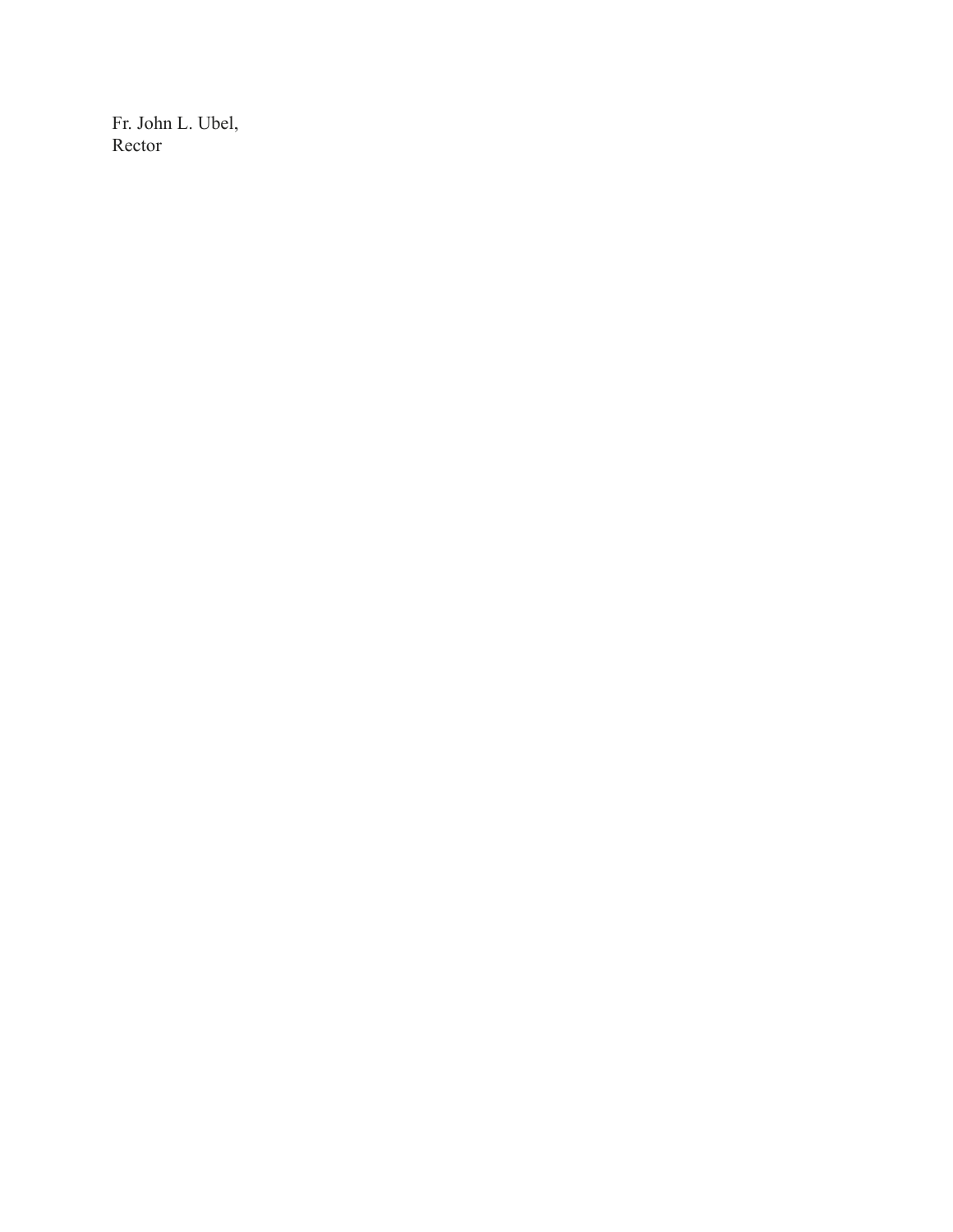Fr. John L. Ubel,
Rector